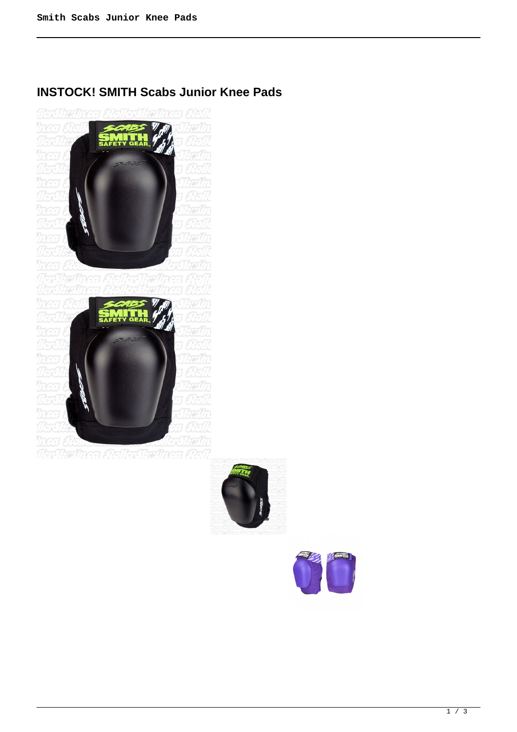## INSTOCK! SMITH Scabs Junior Knee Pads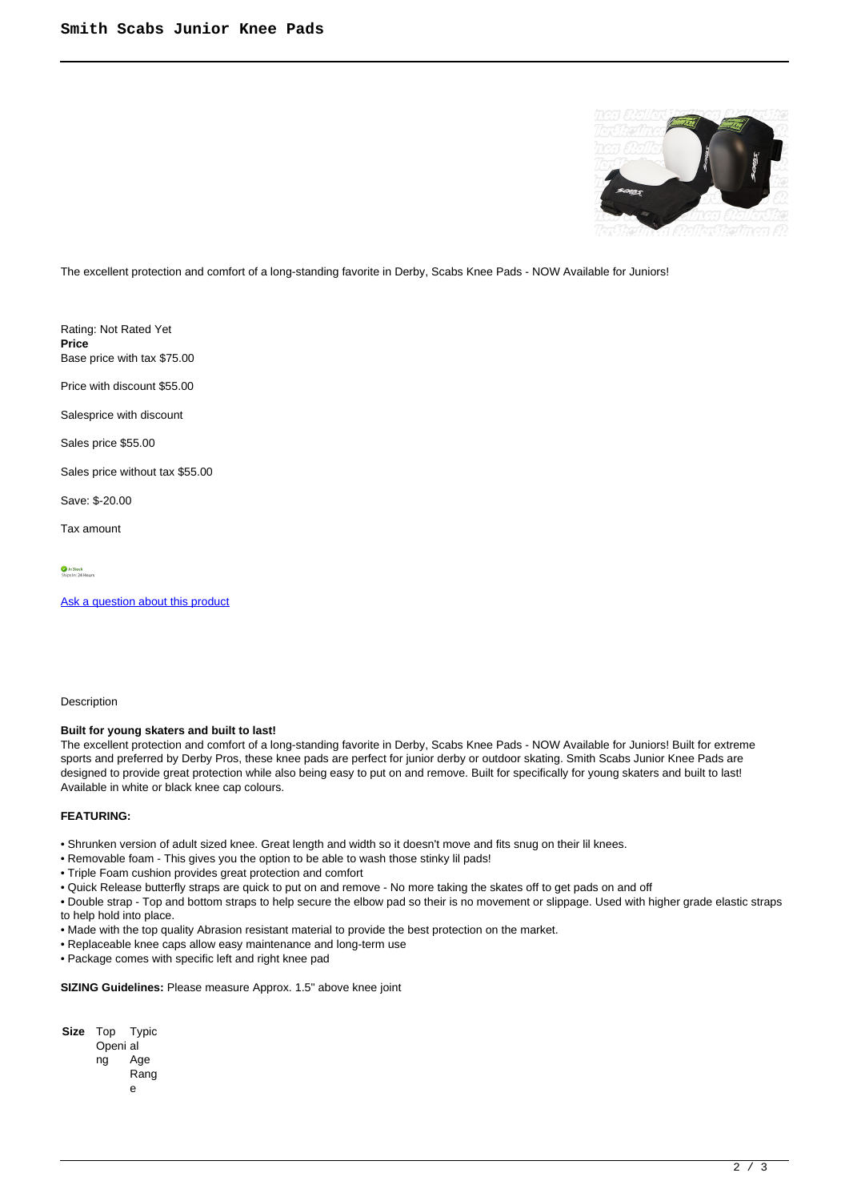# Smith Scabs Junior Knee Pads

The excellent protection and comfort of a long-standing favorite in Derby, Scabs Knee Pads - NOW Available for Juniors!

Rating: Not Rated Yet
**Price**
Base price with tax $75.00

Price with discount $55.00

Salesprice with discount

Sales price $55.00

Sales price without tax $55.00

Save: $-20.00

Tax amount

In Stock
Ships In: 24 Hours

Ask a question about this product

Description

**Built for young skaters and built to last!**
The excellent protection and comfort of a long-standing favorite in Derby, Scabs Knee Pads - NOW Available for Juniors! Built for extreme sports and preferred by Derby Pros, these knee pads are perfect for junior derby or outdoor skating. Smith Scabs Junior Knee Pads are designed to provide great protection while also being easy to put on and remove. Built for specifically for young skaters and built to last! Available in white or black knee cap colours.

**FEATURING:**

- Shrunken version of adult sized knee. Great length and width so it doesn't move and fits snug on their lil knees.
- Removable foam - This gives you the option to be able to wash those stinky lil pads!
- Triple Foam cushion provides great protection and comfort
- Quick Release butterfly straps are quick to put on and remove - No more taking the skates off to get pads on and off
- Double strap - Top and bottom straps to help secure the elbow pad so their is no movement or slippage. Used with higher grade elastic straps to help hold into place.
- Made with the top quality Abrasion resistant material to provide the best protection on the market.
- Replaceable knee caps allow easy maintenance and long-term use
- Package comes with specific left and right knee pad

**SIZING Guidelines:** Please measure Approx. 1.5" above knee joint

| **Size** | Top Opening | Typical Age Range |
| --- | --- | --- |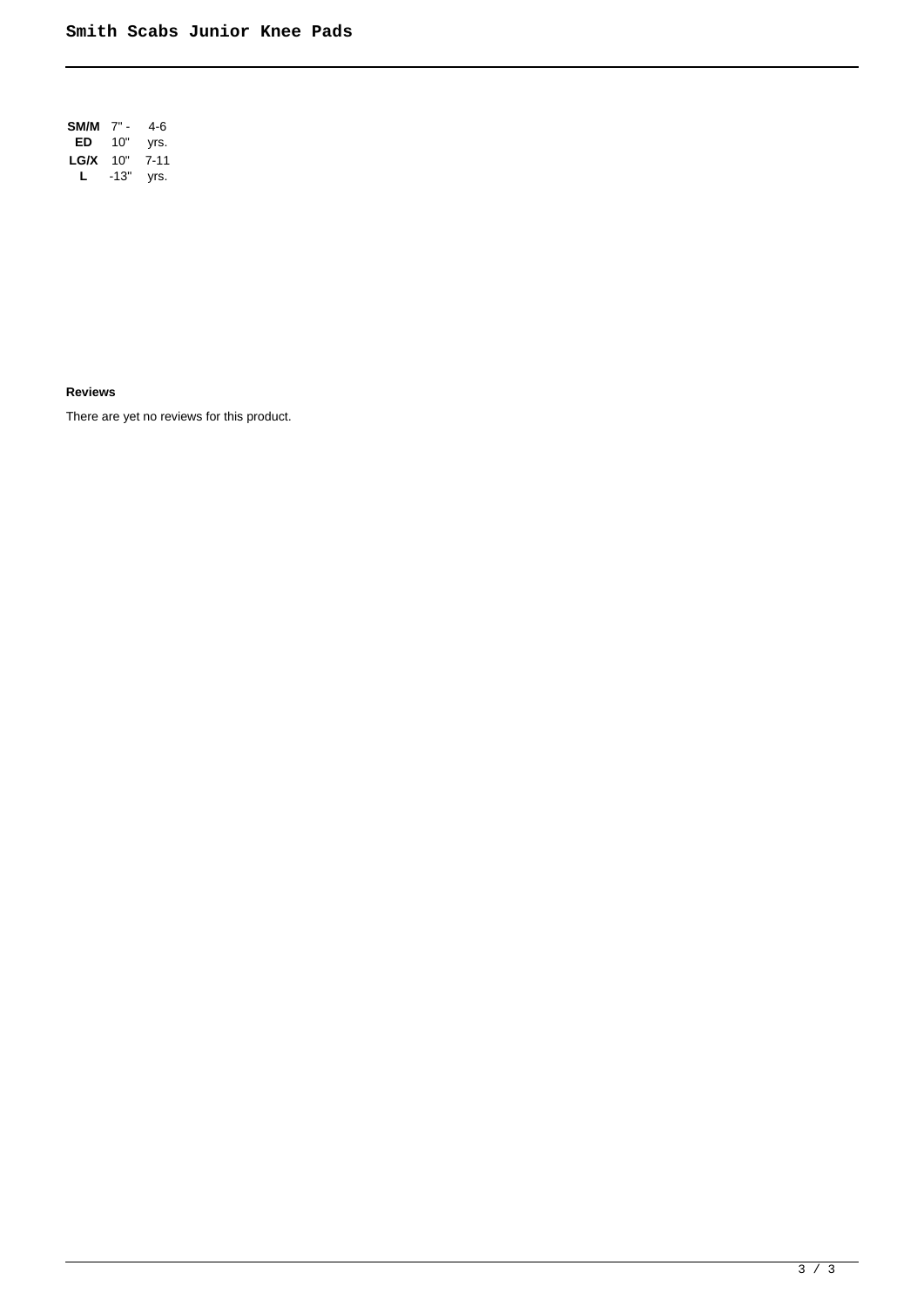| | | |
|---|---|---|
| **SM/MED** | 7" - 10" | 4-6 yrs. |
| **LG/XL** | 10" -13" | 7-11 yrs. |

**Reviews**

There are yet no reviews for this product.